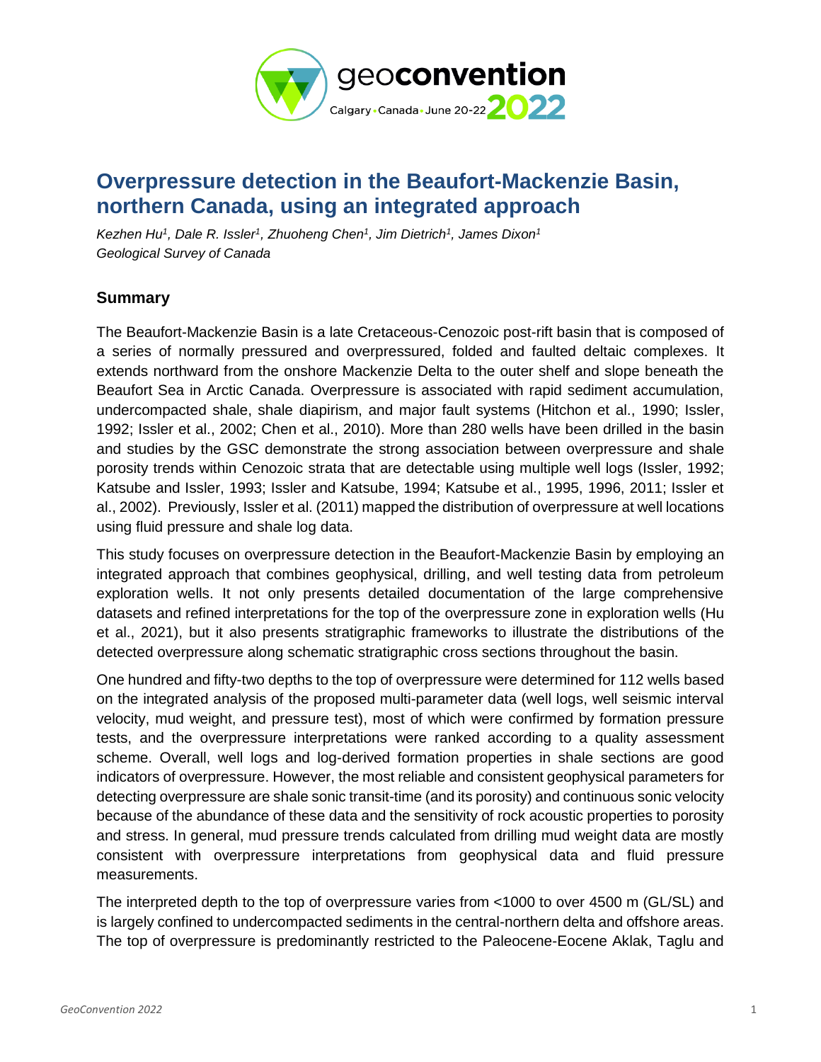# Overpressure detection in the Beaufort-Mackenzie Basin, northern Canada, using an integrated approach

*Kezhen Hu[1], Dale R. Issler[1], Zhuoheng Chen[1], Jim Dietrich[1], James Dixon[1]*
*Geological Survey of Canada*

## Summary

The Beaufort-Mackenzie Basin is a late Cretaceous-Cenozoic post-rift basin that is composed of a series of normally pressured and overpressured, folded and faulted deltaic complexes. It extends northward from the onshore Mackenzie Delta to the outer shelf and slope beneath the Beaufort Sea in Arctic Canada. Overpressure is associated with rapid sediment accumulation, undercompacted shale, shale diapirism, and major fault systems (Hitchon et al., 1990; Issler, 1992; Issler et al., 2002; Chen et al., 2010). More than 280 wells have been drilled in the basin and studies by the GSC demonstrate the strong association between overpressure and shale porosity trends within Cenozoic strata that are detectable using multiple well logs (Issler, 1992; Katsube and Issler, 1993; Issler and Katsube, 1994; Katsube et al., 1995, 1996, 2011; Issler et al., 2002). Previously, Issler et al. (2011) mapped the distribution of overpressure at well locations using fluid pressure and shale log data.

This study focuses on overpressure detection in the Beaufort-Mackenzie Basin by employing an integrated approach that combines geophysical, drilling, and well testing data from petroleum exploration wells. It not only presents detailed documentation of the large comprehensive datasets and refined interpretations for the top of the overpressure zone in exploration wells (Hu et al., 2021), but it also presents stratigraphic frameworks to illustrate the distributions of the detected overpressure along schematic stratigraphic cross sections throughout the basin.

One hundred and fifty-two depths to the top of overpressure were determined for 112 wells based on the integrated analysis of the proposed multi-parameter data (well logs, well seismic interval velocity, mud weight, and pressure test), most of which were confirmed by formation pressure tests, and the overpressure interpretations were ranked according to a quality assessment scheme. Overall, well logs and log-derived formation properties in shale sections are good indicators of overpressure. However, the most reliable and consistent geophysical parameters for detecting overpressure are shale sonic transit-time (and its porosity) and continuous sonic velocity because of the abundance of these data and the sensitivity of rock acoustic properties to porosity and stress. In general, mud pressure trends calculated from drilling mud weight data are mostly consistent with overpressure interpretations from geophysical data and fluid pressure measurements.

The interpreted depth to the top of overpressure varies from <1000 to over 4500 m (GL/SL) and is largely confined to undercompacted sediments in the central-northern delta and offshore areas. The top of overpressure is predominantly restricted to the Paleocene-Eocene Aklak, Taglu and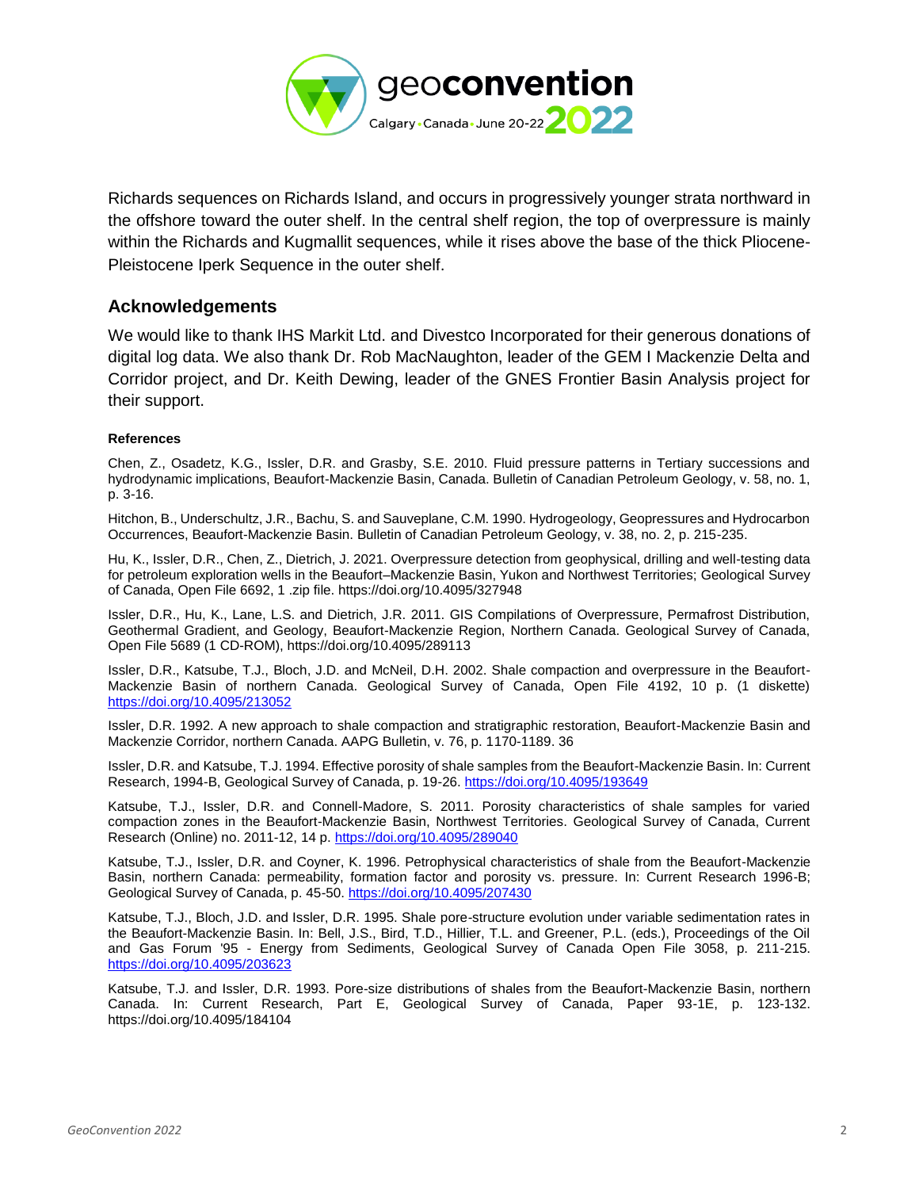Richards sequences on Richards Island, and occurs in progressively younger strata northward in the offshore toward the outer shelf. In the central shelf region, the top of overpressure is mainly within the Richards and Kugmallit sequences, while it rises above the base of the thick Pliocene-Pleistocene Iperk Sequence in the outer shelf.

## Acknowledgements

We would like to thank IHS Markit Ltd. and Divestco Incorporated for their generous donations of digital log data. We also thank Dr. Rob MacNaughton, leader of the GEM I Mackenzie Delta and Corridor project, and Dr. Keith Dewing, leader of the GNES Frontier Basin Analysis project for their support.

#### References

Chen, Z., Osadetz, K.G., Issler, D.R. and Grasby, S.E. 2010. Fluid pressure patterns in Tertiary successions and hydrodynamic implications, Beaufort-Mackenzie Basin, Canada. Bulletin of Canadian Petroleum Geology, v. 58, no. 1, p. 3-16.

Hitchon, B., Underschultz, J.R., Bachu, S. and Sauveplane, C.M. 1990. Hydrogeology, Geopressures and Hydrocarbon Occurrences, Beaufort-Mackenzie Basin. Bulletin of Canadian Petroleum Geology, v. 38, no. 2, p. 215-235.

Hu, K., Issler, D.R., Chen, Z., Dietrich, J. 2021. Overpressure detection from geophysical, drilling and well-testing data for petroleum exploration wells in the Beaufort–Mackenzie Basin, Yukon and Northwest Territories; Geological Survey of Canada, Open File 6692, 1 .zip file. https://doi.org/10.4095/327948

Issler, D.R., Hu, K., Lane, L.S. and Dietrich, J.R. 2011. GIS Compilations of Overpressure, Permafrost Distribution, Geothermal Gradient, and Geology, Beaufort-Mackenzie Region, Northern Canada. Geological Survey of Canada, Open File 5689 (1 CD-ROM), https://doi.org/10.4095/289113

Issler, D.R., Katsube, T.J., Bloch, J.D. and McNeil, D.H. 2002. Shale compaction and overpressure in the Beaufort-Mackenzie Basin of northern Canada. Geological Survey of Canada, Open File 4192, 10 p. (1 diskette) https://doi.org/10.4095/213052

Issler, D.R. 1992. A new approach to shale compaction and stratigraphic restoration, Beaufort-Mackenzie Basin and Mackenzie Corridor, northern Canada. AAPG Bulletin, v. 76, p. 1170-1189. 36

Issler, D.R. and Katsube, T.J. 1994. Effective porosity of shale samples from the Beaufort-Mackenzie Basin. In: Current Research, 1994-B, Geological Survey of Canada, p. 19-26. https://doi.org/10.4095/193649

Katsube, T.J., Issler, D.R. and Connell-Madore, S. 2011. Porosity characteristics of shale samples for varied compaction zones in the Beaufort-Mackenzie Basin, Northwest Territories. Geological Survey of Canada, Current Research (Online) no. 2011-12, 14 p. https://doi.org/10.4095/289040

Katsube, T.J., Issler, D.R. and Coyner, K. 1996. Petrophysical characteristics of shale from the Beaufort-Mackenzie Basin, northern Canada: permeability, formation factor and porosity vs. pressure. In: Current Research 1996-B; Geological Survey of Canada, p. 45-50. https://doi.org/10.4095/207430

Katsube, T.J., Bloch, J.D. and Issler, D.R. 1995. Shale pore-structure evolution under variable sedimentation rates in the Beaufort-Mackenzie Basin. In: Bell, J.S., Bird, T.D., Hillier, T.L. and Greener, P.L. (eds.), Proceedings of the Oil and Gas Forum '95 - Energy from Sediments, Geological Survey of Canada Open File 3058, p. 211-215. https://doi.org/10.4095/203623

Katsube, T.J. and Issler, D.R. 1993. Pore-size distributions of shales from the Beaufort-Mackenzie Basin, northern Canada. In: Current Research, Part E, Geological Survey of Canada, Paper 93-1E, p. 123-132. https://doi.org/10.4095/184104